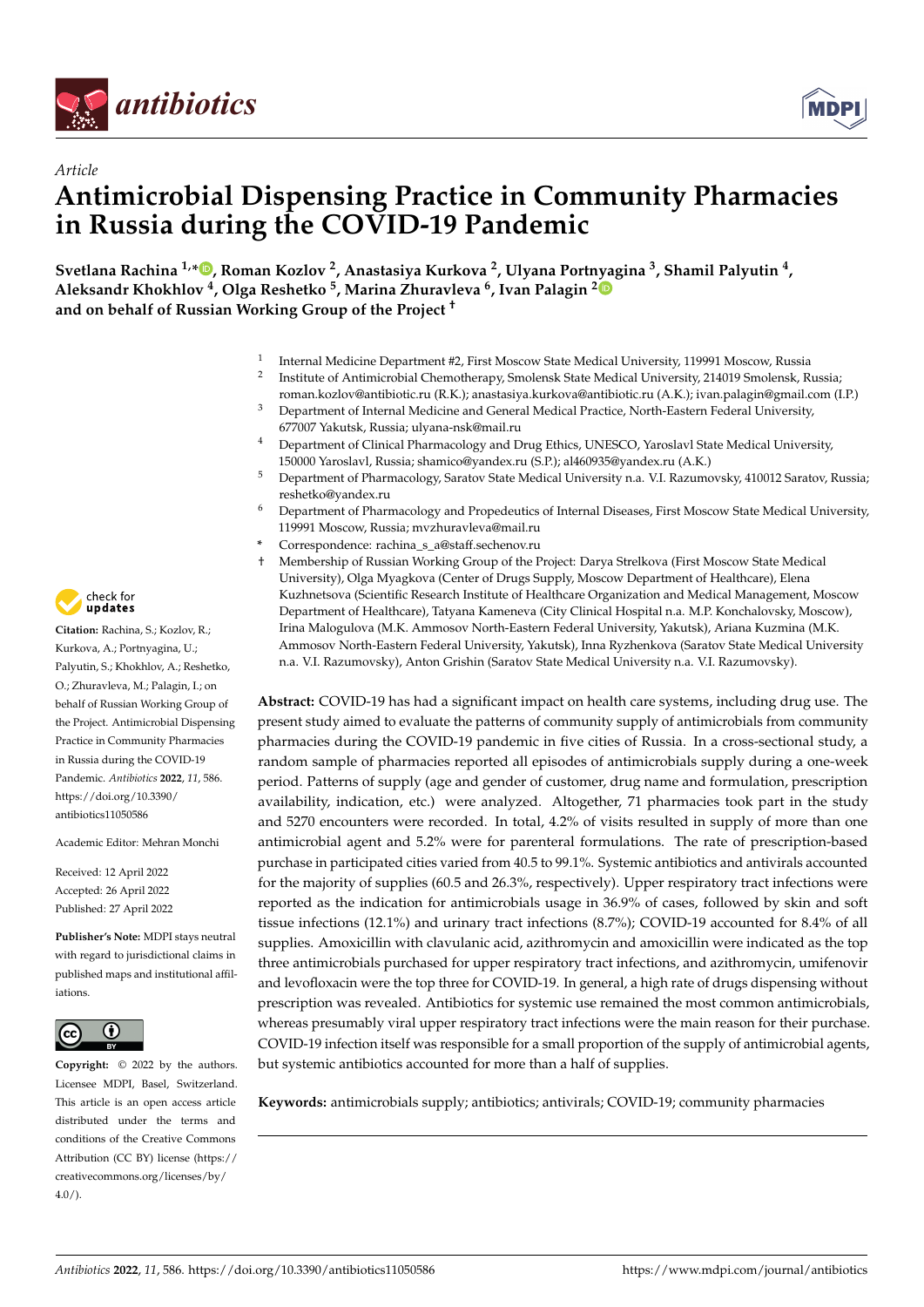*Article*

# Antimicrobial Dispensing Practice in Community Pharmacies in Russia during the COVID-19 Pandemic

**Svetlana Rachina [1,*], Roman Kozlov [2], Anastasiya Kurkova [2], Ulyana Portnyagina [3], Shamil Palyutin [4], Aleksandr Khokhlov [4], Olga Reshetko [5], Marina Zhuravleva [6], Ivan Palagin [2] and on behalf of Russian Working Group of the Project [†]**

[1] Internal Medicine Department #2, First Moscow State Medical University, 119991 Moscow, Russia
[2] Institute of Antimicrobial Chemotherapy, Smolensk State Medical University, 214019 Smolensk, Russia; roman.kozlov@antibiotic.ru (R.K.); anastasiya.kurkova@antibiotic.ru (A.K.); ivan.palagin@gmail.com (I.P.)
[3] Department of Internal Medicine and General Medical Practice, North-Eastern Federal University, 677007 Yakutsk, Russia; ulyana-nsk@mail.ru
[4] Department of Clinical Pharmacology and Drug Ethics, UNESCO, Yaroslavl State Medical University, 150000 Yaroslavl, Russia; shamico@yandex.ru (S.P.); al460935@yandex.ru (A.K.)
[5] Department of Pharmacology, Saratov State Medical University n.a. V.I. Razumovsky, 410012 Saratov, Russia; reshetko@yandex.ru
[6] Department of Pharmacology and Propedeutics of Internal Diseases, First Moscow State Medical University, 119991 Moscow, Russia; mvzhuravleva@mail.ru
\* Correspondence: rachina_s_a@staff.sechenov.ru
† Membership of Russian Working Group of the Project: Darya Strelkova (First Moscow State Medical University), Olga Myagkova (Center of Drugs Supply, Moscow Department of Healthcare), Elena Kuzhnetsova (Scientific Research Institute of Healthcare Organization and Medical Management, Moscow Department of Healthcare), Tatyana Kameneva (City Clinical Hospital n.a. M.P. Konchalovsky, Moscow), Irina Malogulova (M.K. Ammosov North-Eastern Federal University, Yakutsk), Ariana Kuzmina (M.K. Ammosov North-Eastern Federal University, Yakutsk), Inna Ryzhenkova (Saratov State Medical University n.a. V.I. Razumovsky), Anton Grishin (Saratov State Medical University n.a. V.I. Razumovsky).

**Abstract:** COVID-19 has had a significant impact on health care systems, including drug use. The present study aimed to evaluate the patterns of community supply of antimicrobials from community pharmacies during the COVID-19 pandemic in five cities of Russia. In a cross-sectional study, a random sample of pharmacies reported all episodes of antimicrobials supply during a one-week period. Patterns of supply (age and gender of customer, drug name and formulation, prescription availability, indication, etc.) were analyzed. Altogether, 71 pharmacies took part in the study and 5270 encounters were recorded. In total, 4.2% of visits resulted in supply of more than one antimicrobial agent and 5.2% were for parenteral formulations. The rate of prescription-based purchase in participated cities varied from 40.5 to 99.1%. Systemic antibiotics and antivirals accounted for the majority of supplies (60.5 and 26.3%, respectively). Upper respiratory tract infections were reported as the indication for antimicrobials usage in 36.9% of cases, followed by skin and soft tissue infections (12.1%) and urinary tract infections (8.7%); COVID-19 accounted for 8.4% of all supplies. Amoxicillin with clavulanic acid, azithromycin and amoxicillin were indicated as the top three antimicrobials purchased for upper respiratory tract infections, and azithromycin, umifenovir and levofloxacin were the top three for COVID-19. In general, a high rate of drugs dispensing without prescription was revealed. Antibiotics for systemic use remained the most common antimicrobials, whereas presumably viral upper respiratory tract infections were the main reason for their purchase. COVID-19 infection itself was responsible for a small proportion of the supply of antimicrobial agents, but systemic antibiotics accounted for more than a half of supplies.

**Keywords:** antimicrobials supply; antibiotics; antivirals; COVID-19; community pharmacies

**Citation:** Rachina, S.; Kozlov, R.; Kurkova, A.; Portnyagina, U.; Palyutin, S.; Khokhlov, A.; Reshetko, O.; Zhuravleva, M.; Palagin, I.; on behalf of Russian Working Group of the Project. Antimicrobial Dispensing Practice in Community Pharmacies in Russia during the COVID-19 Pandemic. *Antibiotics* **2022**, *11*, 586. https://doi.org/10.3390/antibiotics11050586

Academic Editor: Mehran Monchi

Received: 12 April 2022
Accepted: 26 April 2022
Published: 27 April 2022

**Publisher's Note:** MDPI stays neutral with regard to jurisdictional claims in published maps and institutional affiliations.

**Copyright:** © 2022 by the authors. Licensee MDPI, Basel, Switzerland. This article is an open access article distributed under the terms and conditions of the Creative Commons Attribution (CC BY) license (https://creativecommons.org/licenses/by/4.0/).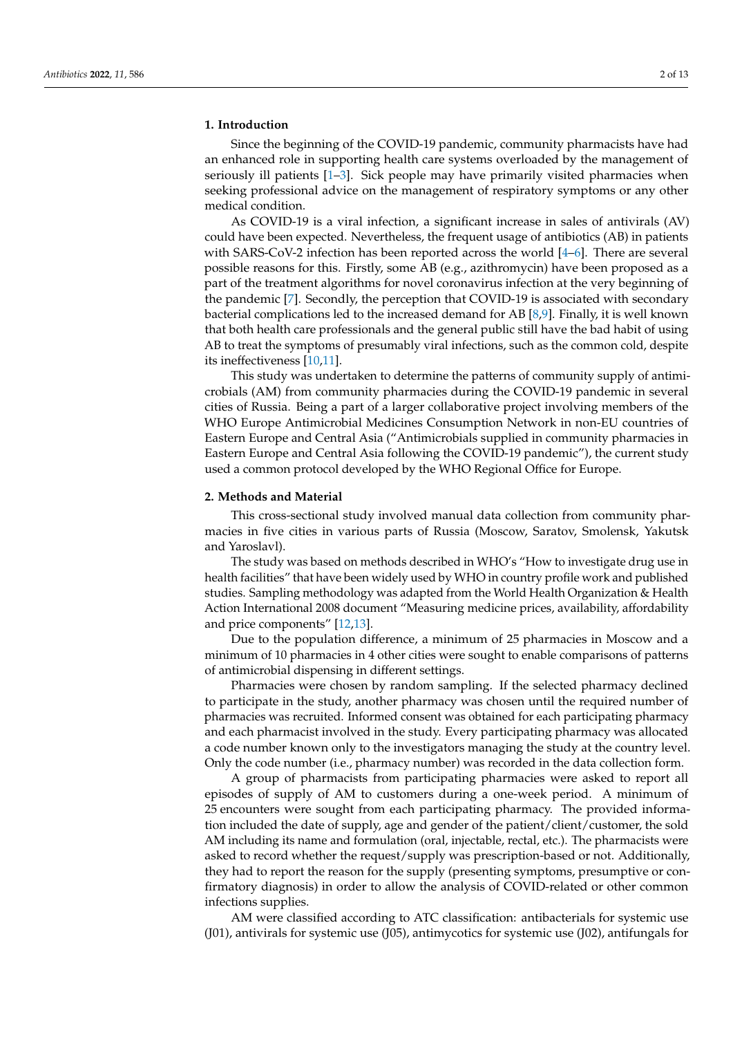## 1. Introduction

Since the beginning of the COVID-19 pandemic, community pharmacists have had an enhanced role in supporting health care systems overloaded by the management of seriously ill patients [1–3]. Sick people may have primarily visited pharmacies when seeking professional advice on the management of respiratory symptoms or any other medical condition.

As COVID-19 is a viral infection, a significant increase in sales of antivirals (AV) could have been expected. Nevertheless, the frequent usage of antibiotics (AB) in patients with SARS-CoV-2 infection has been reported across the world [4–6]. There are several possible reasons for this. Firstly, some AB (e.g., azithromycin) have been proposed as a part of the treatment algorithms for novel coronavirus infection at the very beginning of the pandemic [7]. Secondly, the perception that COVID-19 is associated with secondary bacterial complications led to the increased demand for AB [8,9]. Finally, it is well known that both health care professionals and the general public still have the bad habit of using AB to treat the symptoms of presumably viral infections, such as the common cold, despite its ineffectiveness [10,11].

This study was undertaken to determine the patterns of community supply of antimicrobials (AM) from community pharmacies during the COVID-19 pandemic in several cities of Russia. Being a part of a larger collaborative project involving members of the WHO Europe Antimicrobial Medicines Consumption Network in non-EU countries of Eastern Europe and Central Asia ("Antimicrobials supplied in community pharmacies in Eastern Europe and Central Asia following the COVID-19 pandemic"), the current study used a common protocol developed by the WHO Regional Office for Europe.

## 2. Methods and Material

This cross-sectional study involved manual data collection from community pharmacies in five cities in various parts of Russia (Moscow, Saratov, Smolensk, Yakutsk and Yaroslavl).

The study was based on methods described in WHO's "How to investigate drug use in health facilities" that have been widely used by WHO in country profile work and published studies. Sampling methodology was adapted from the World Health Organization & Health Action International 2008 document "Measuring medicine prices, availability, affordability and price components" [12,13].

Due to the population difference, a minimum of 25 pharmacies in Moscow and a minimum of 10 pharmacies in 4 other cities were sought to enable comparisons of patterns of antimicrobial dispensing in different settings.

Pharmacies were chosen by random sampling. If the selected pharmacy declined to participate in the study, another pharmacy was chosen until the required number of pharmacies was recruited. Informed consent was obtained for each participating pharmacy and each pharmacist involved in the study. Every participating pharmacy was allocated a code number known only to the investigators managing the study at the country level. Only the code number (i.e., pharmacy number) was recorded in the data collection form.

A group of pharmacists from participating pharmacies were asked to report all episodes of supply of AM to customers during a one-week period. A minimum of 25 encounters were sought from each participating pharmacy. The provided information included the date of supply, age and gender of the patient/client/customer, the sold AM including its name and formulation (oral, injectable, rectal, etc.). The pharmacists were asked to record whether the request/supply was prescription-based or not. Additionally, they had to report the reason for the supply (presenting symptoms, presumptive or confirmatory diagnosis) in order to allow the analysis of COVID-related or other common infections supplies.

AM were classified according to ATC classification: antibacterials for systemic use (J01), antivirals for systemic use (J05), antimycotics for systemic use (J02), antifungals for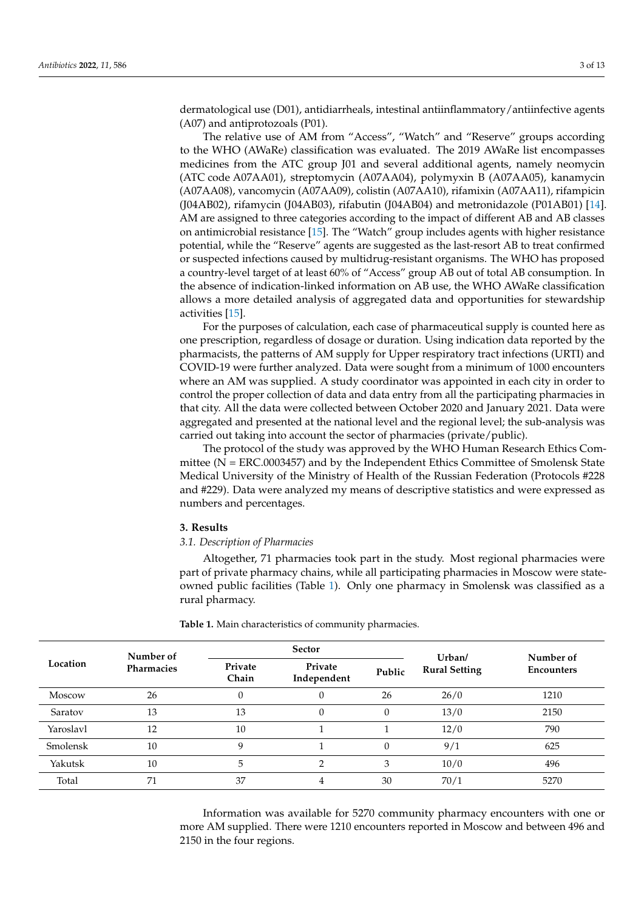dermatological use (D01), antidiarrheals, intestinal antiinflammatory/antiinfective agents (A07) and antiprotozoals (P01).

The relative use of AM from "Access", "Watch" and "Reserve" groups according to the WHO (AWaRe) classification was evaluated. The 2019 AWaRe list encompasses medicines from the ATC group J01 and several additional agents, namely neomycin (ATC code A07AA01), streptomycin (A07AA04), polymyxin B (A07AA05), kanamycin (A07AA08), vancomycin (A07AA09), colistin (A07AA10), rifamixin (A07AA11), rifampicin (J04AB02), rifamycin (J04AB03), rifabutin (J04AB04) and metronidazole (P01AB01) [14]. AM are assigned to three categories according to the impact of different AB and AB classes on antimicrobial resistance [15]. The "Watch" group includes agents with higher resistance potential, while the "Reserve" agents are suggested as the last-resort AB to treat confirmed or suspected infections caused by multidrug-resistant organisms. The WHO has proposed a country-level target of at least 60% of "Access" group AB out of total AB consumption. In the absence of indication-linked information on AB use, the WHO AWaRe classification allows a more detailed analysis of aggregated data and opportunities for stewardship activities [15].

For the purposes of calculation, each case of pharmaceutical supply is counted here as one prescription, regardless of dosage or duration. Using indication data reported by the pharmacists, the patterns of AM supply for Upper respiratory tract infections (URTI) and COVID-19 were further analyzed. Data were sought from a minimum of 1000 encounters where an AM was supplied. A study coordinator was appointed in each city in order to control the proper collection of data and data entry from all the participating pharmacies in that city. All the data were collected between October 2020 and January 2021. Data were aggregated and presented at the national level and the regional level; the sub-analysis was carried out taking into account the sector of pharmacies (private/public).

The protocol of the study was approved by the WHO Human Research Ethics Committee (N = ERC.0003457) and by the Independent Ethics Committee of Smolensk State Medical University of the Ministry of Health of the Russian Federation (Protocols #228 and #229). Data were analyzed my means of descriptive statistics and were expressed as numbers and percentages.

## 3. Results

### 3.1. Description of Pharmacies

Altogether, 71 pharmacies took part in the study. Most regional pharmacies were part of private pharmacy chains, while all participating pharmacies in Moscow were state-owned public facilities (Table 1). Only one pharmacy in Smolensk was classified as a rural pharmacy.

**Table 1.** Main characteristics of community pharmacies.

| Location | Number of Pharmacies | Sector | | | Urban/ Rural Setting | Number of Encounters |
|---|---|---|---|---|---|---|
| | | Private Chain | Private Independent | Public | | |
| Moscow | 26 | 0 | 0 | 26 | 26/0 | 1210 |
| Saratov | 13 | 13 | 0 | 0 | 13/0 | 2150 |
| Yaroslavl | 12 | 10 | 1 | 1 | 12/0 | 790 |
| Smolensk | 10 | 9 | 1 | 0 | 9/1 | 625 |
| Yakutsk | 10 | 5 | 2 | 3 | 10/0 | 496 |
| Total | 71 | 37 | 4 | 30 | 70/1 | 5270 |

Information was available for 5270 community pharmacy encounters with one or more AM supplied. There were 1210 encounters reported in Moscow and between 496 and 2150 in the four regions.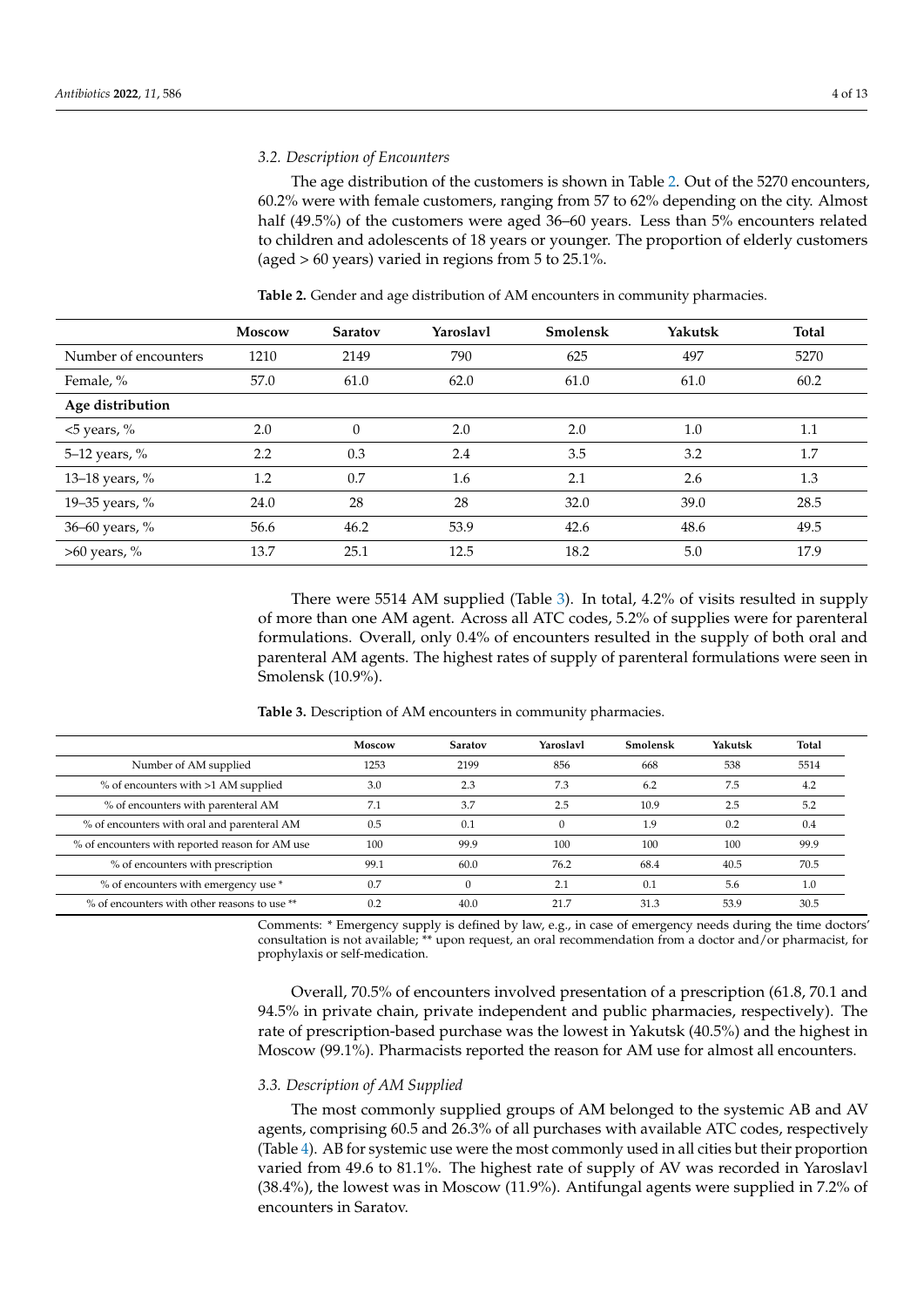### 3.2. Description of Encounters

The age distribution of the customers is shown in Table 2. Out of the 5270 encounters, 60.2% were with female customers, ranging from 57 to 62% depending on the city. Almost half (49.5%) of the customers were aged 36–60 years. Less than 5% encounters related to children and adolescents of 18 years or younger. The proportion of elderly customers (aged > 60 years) varied in regions from 5 to 25.1%.

**Table 2.** Gender and age distribution of AM encounters in community pharmacies.

| | Moscow | Saratov | Yaroslavl | Smolensk | Yakutsk | Total |
|---|---|---|---|---|---|---|
| Number of encounters | 1210 | 2149 | 790 | 625 | 497 | 5270 |
| Female, % | 57.0 | 61.0 | 62.0 | 61.0 | 61.0 | 60.2 |
| **Age distribution** | | | | | | |
| <5 years, % | 2.0 | 0 | 2.0 | 2.0 | 1.0 | 1.1 |
| 5–12 years, % | 2.2 | 0.3 | 2.4 | 3.5 | 3.2 | 1.7 |
| 13–18 years, % | 1.2 | 0.7 | 1.6 | 2.1 | 2.6 | 1.3 |
| 19–35 years, % | 24.0 | 28 | 28 | 32.0 | 39.0 | 28.5 |
| 36–60 years, % | 56.6 | 46.2 | 53.9 | 42.6 | 48.6 | 49.5 |
| >60 years, % | 13.7 | 25.1 | 12.5 | 18.2 | 5.0 | 17.9 |

There were 5514 AM supplied (Table 3). In total, 4.2% of visits resulted in supply of more than one AM agent. Across all ATC codes, 5.2% of supplies were for parenteral formulations. Overall, only 0.4% of encounters resulted in the supply of both oral and parenteral AM agents. The highest rates of supply of parenteral formulations were seen in Smolensk (10.9%).

**Table 3.** Description of AM encounters in community pharmacies.

| | Moscow | Saratov | Yaroslavl | Smolensk | Yakutsk | Total |
|---|---|---|---|---|---|---|
| Number of AM supplied | 1253 | 2199 | 856 | 668 | 538 | 5514 |
| % of encounters with >1 AM supplied | 3.0 | 2.3 | 7.3 | 6.2 | 7.5 | 4.2 |
| % of encounters with parenteral AM | 7.1 | 3.7 | 2.5 | 10.9 | 2.5 | 5.2 |
| % of encounters with oral and parenteral AM | 0.5 | 0.1 | 0 | 1.9 | 0.2 | 0.4 |
| % of encounters with reported reason for AM use | 100 | 99.9 | 100 | 100 | 100 | 99.9 |
| % of encounters with prescription | 99.1 | 60.0 | 76.2 | 68.4 | 40.5 | 70.5 |
| % of encounters with emergency use * | 0.7 | 0 | 2.1 | 0.1 | 5.6 | 1.0 |
| % of encounters with other reasons to use ** | 0.2 | 40.0 | 21.7 | 31.3 | 53.9 | 30.5 |

Comments: * Emergency supply is defined by law, e.g., in case of emergency needs during the time doctors' consultation is not available; ** upon request, an oral recommendation from a doctor and/or pharmacist, for prophylaxis or self-medication.

Overall, 70.5% of encounters involved presentation of a prescription (61.8, 70.1 and 94.5% in private chain, private independent and public pharmacies, respectively). The rate of prescription-based purchase was the lowest in Yakutsk (40.5%) and the highest in Moscow (99.1%). Pharmacists reported the reason for AM use for almost all encounters.

### 3.3. Description of AM Supplied

The most commonly supplied groups of AM belonged to the systemic AB and AV agents, comprising 60.5 and 26.3% of all purchases with available ATC codes, respectively (Table 4). AB for systemic use were the most commonly used in all cities but their proportion varied from 49.6 to 81.1%. The highest rate of supply of AV was recorded in Yaroslavl (38.4%), the lowest was in Moscow (11.9%). Antifungal agents were supplied in 7.2% of encounters in Saratov.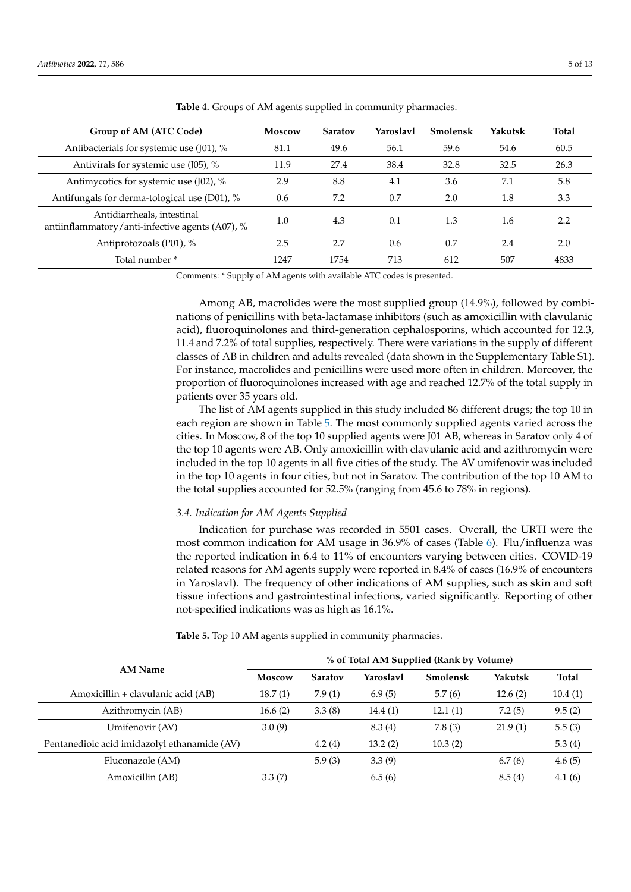**Table 4.** Groups of AM agents supplied in community pharmacies.

| Group of AM (ATC Code) | Moscow | Saratov | Yaroslavl | Smolensk | Yakutsk | Total |
|---|---|---|---|---|---|---|
| Antibacterials for systemic use (J01), % | 81.1 | 49.6 | 56.1 | 59.6 | 54.6 | 60.5 |
| Antivirals for systemic use (J05), % | 11.9 | 27.4 | 38.4 | 32.8 | 32.5 | 26.3 |
| Antimycotics for systemic use (J02), % | 2.9 | 8.8 | 4.1 | 3.6 | 7.1 | 5.8 |
| Antifungals for derma-tological use (D01), % | 0.6 | 7.2 | 0.7 | 2.0 | 1.8 | 3.3 |
| Antidiarrheals, intestinal antiinflammatory/anti-infective agents (A07), % | 1.0 | 4.3 | 0.1 | 1.3 | 1.6 | 2.2 |
| Antiprotozoals (P01), % | 2.5 | 2.7 | 0.6 | 0.7 | 2.4 | 2.0 |
| Total number * | 1247 | 1754 | 713 | 612 | 507 | 4833 |

Comments: * Supply of AM agents with available ATC codes is presented.

Among AB, macrolides were the most supplied group (14.9%), followed by combinations of penicillins with beta-lactamase inhibitors (such as amoxicillin with clavulanic acid), fluoroquinolones and third-generation cephalosporins, which accounted for 12.3, 11.4 and 7.2% of total supplies, respectively. There were variations in the supply of different classes of AB in children and adults revealed (data shown in the Supplementary Table S1). For instance, macrolides and penicillins were used more often in children. Moreover, the proportion of fluoroquinolones increased with age and reached 12.7% of the total supply in patients over 35 years old.

The list of AM agents supplied in this study included 86 different drugs; the top 10 in each region are shown in Table 5. The most commonly supplied agents varied across the cities. In Moscow, 8 of the top 10 supplied agents were J01 AB, whereas in Saratov only 4 of the top 10 agents were AB. Only amoxicillin with clavulanic acid and azithromycin were included in the top 10 agents in all five cities of the study. The AV umifenovir was included in the top 10 agents in four cities, but not in Saratov. The contribution of the top 10 AM to the total supplies accounted for 52.5% (ranging from 45.6 to 78% in regions).

### *3.4. Indication for AM Agents Supplied*

Indication for purchase was recorded in 5501 cases. Overall, the URTI were the most common indication for AM usage in 36.9% of cases (Table 6). Flu/influenza was the reported indication in 6.4 to 11% of encounters varying between cities. COVID-19 related reasons for AM agents supply were reported in 8.4% of cases (16.9% of encounters in Yaroslavl). The frequency of other indications of AM supplies, such as skin and soft tissue infections and gastrointestinal infections, varied significantly. Reporting of other not-specified indications was as high as 16.1%.

**Table 5.** Top 10 AM agents supplied in community pharmacies.

| AM Name | % of Total AM Supplied (Rank by Volume) | | | | | |
|---|---|---|---|---|---|---|
| | Moscow | Saratov | Yaroslavl | Smolensk | Yakutsk | Total |
| Amoxicillin + clavulanic acid (AB) | 18.7 (1) | 7.9 (1) | 6.9 (5) | 5.7 (6) | 12.6 (2) | 10.4 (1) |
| Azithromycin (AB) | 16.6 (2) | 3.3 (8) | 14.4 (1) | 12.1 (1) | 7.2 (5) | 9.5 (2) |
| Umifenovir (AV) | 3.0 (9) | | 8.3 (4) | 7.8 (3) | 21.9 (1) | 5.5 (3) |
| Pentanedioic acid imidazolyl ethanamide (AV) | | 4.2 (4) | 13.2 (2) | 10.3 (2) | | 5.3 (4) |
| Fluconazole (AM) | | 5.9 (3) | 3.3 (9) | | 6.7 (6) | 4.6 (5) |
| Amoxicillin (AB) | 3.3 (7) | | 6.5 (6) | | 8.5 (4) | 4.1 (6) |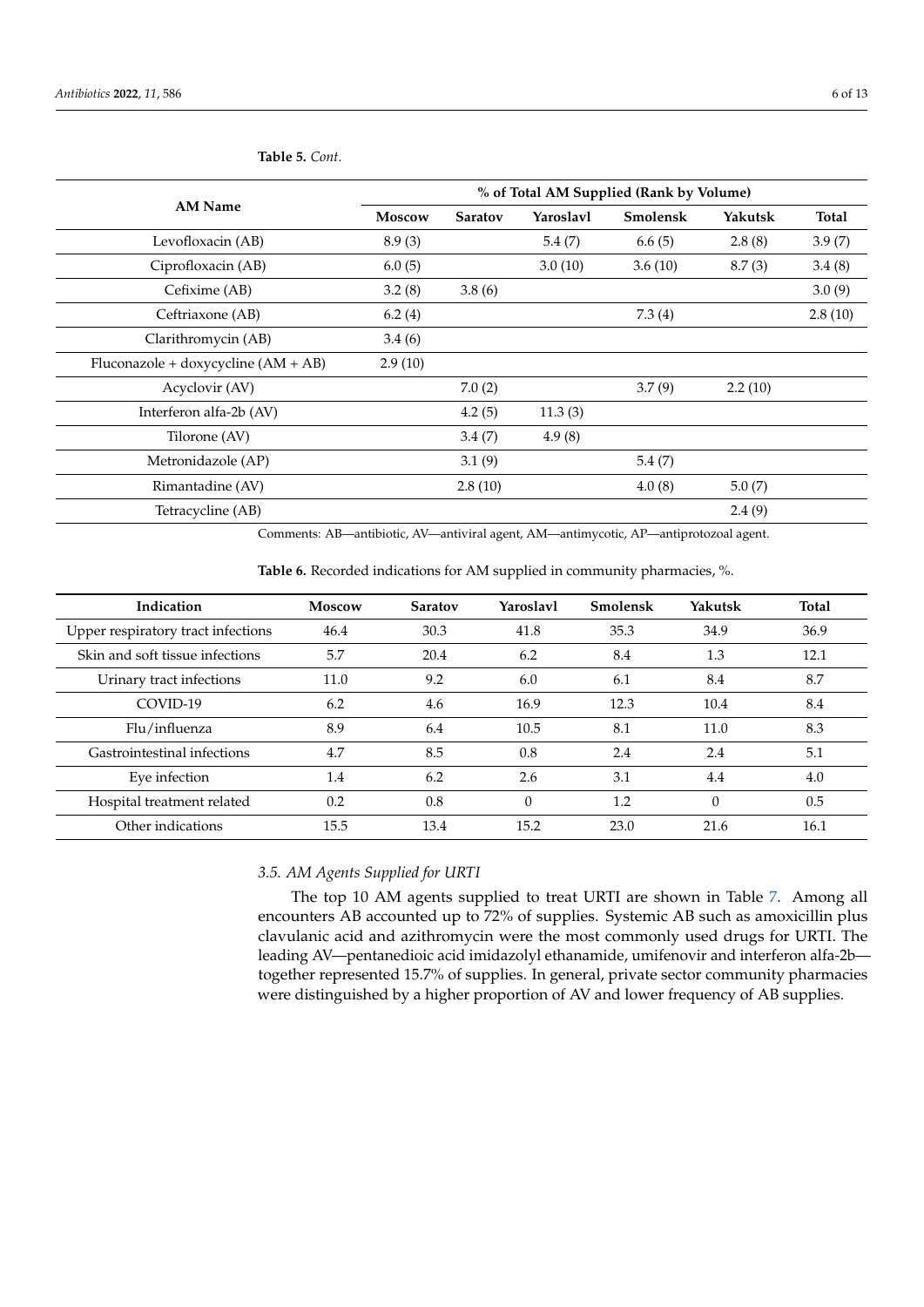**Table 5.** *Cont.*

| AM Name | % of Total AM Supplied (Rank by Volume) | | | | | |
|---|---|---|---|---|---|---|
| | Moscow | Saratov | Yaroslavl | Smolensk | Yakutsk | Total |
| Levofloxacin (AB) | 8.9 (3) | | 5.4 (7) | 6.6 (5) | 2.8 (8) | 3.9 (7) |
| Ciprofloxacin (AB) | 6.0 (5) | | 3.0 (10) | 3.6 (10) | 8.7 (3) | 3.4 (8) |
| Cefixime (AB) | 3.2 (8) | 3.8 (6) | | | | 3.0 (9) |
| Ceftriaxone (AB) | 6.2 (4) | | | 7.3 (4) | | 2.8 (10) |
| Clarithromycin (AB) | 3.4 (6) | | | | | |
| Fluconazole + doxycycline (AM + AB) | 2.9 (10) | | | | | |
| Acyclovir (AV) | | 7.0 (2) | | 3.7 (9) | 2.2 (10) | |
| Interferon alfa-2b (AV) | | 4.2 (5) | 11.3 (3) | | | |
| Tilorone (AV) | | 3.4 (7) | 4.9 (8) | | | |
| Metronidazole (AP) | | 3.1 (9) | | 5.4 (7) | | |
| Rimantadine (AV) | | 2.8 (10) | | 4.0 (8) | 5.0 (7) | |
| Tetracycline (AB) | | | | | 2.4 (9) | |

Comments: AB—antibiotic, AV—antiviral agent, AM—antimycotic, AP—antiprotozoal agent.

**Table 6.** Recorded indications for AM supplied in community pharmacies, %.

| Indication | Moscow | Saratov | Yaroslavl | Smolensk | Yakutsk | Total |
|---|---|---|---|---|---|---|
| Upper respiratory tract infections | 46.4 | 30.3 | 41.8 | 35.3 | 34.9 | 36.9 |
| Skin and soft tissue infections | 5.7 | 20.4 | 6.2 | 8.4 | 1.3 | 12.1 |
| Urinary tract infections | 11.0 | 9.2 | 6.0 | 6.1 | 8.4 | 8.7 |
| COVID-19 | 6.2 | 4.6 | 16.9 | 12.3 | 10.4 | 8.4 |
| Flu/influenza | 8.9 | 6.4 | 10.5 | 8.1 | 11.0 | 8.3 |
| Gastrointestinal infections | 4.7 | 8.5 | 0.8 | 2.4 | 2.4 | 5.1 |
| Eye infection | 1.4 | 6.2 | 2.6 | 3.1 | 4.4 | 4.0 |
| Hospital treatment related | 0.2 | 0.8 | 0 | 1.2 | 0 | 0.5 |
| Other indications | 15.5 | 13.4 | 15.2 | 23.0 | 21.6 | 16.1 |

### *3.5. AM Agents Supplied for URTI*

The top 10 AM agents supplied to treat URTI are shown in Table 7. Among all encounters AB accounted up to 72% of supplies. Systemic AB such as amoxicillin plus clavulanic acid and azithromycin were the most commonly used drugs for URTI. The leading AV—pentanedioic acid imidazolyl ethanamide, umifenovir and interferon alfa-2b—together represented 15.7% of supplies. In general, private sector community pharmacies were distinguished by a higher proportion of AV and lower frequency of AB supplies.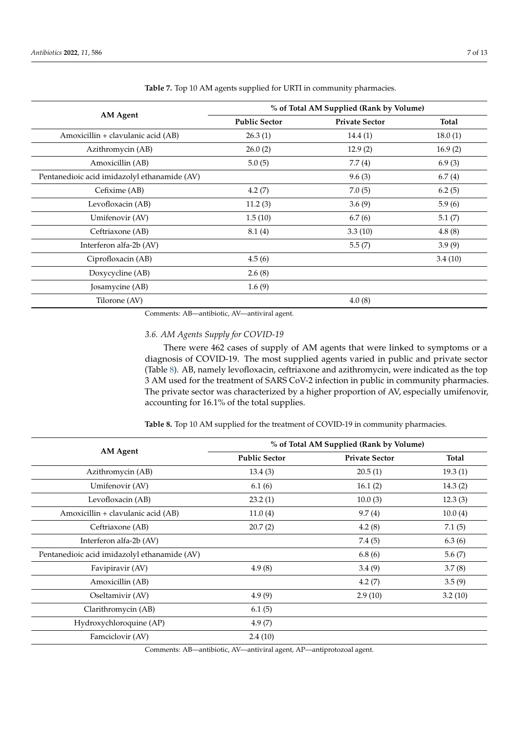**Table 7.** Top 10 AM agents supplied for URTI in community pharmacies.

| AM Agent | % of Total AM Supplied (Rank by Volume) | | |
|---|---|---|---|
| | **Public Sector** | **Private Sector** | **Total** |
| Amoxicillin + clavulanic acid (AB) | 26.3 (1) | 14.4 (1) | 18.0 (1) |
| Azithromycin (AB) | 26.0 (2) | 12.9 (2) | 16.9 (2) |
| Amoxicillin (AB) | 5.0 (5) | 7.7 (4) | 6.9 (3) |
| Pentanedioic acid imidazolyl ethanamide (AV) | | 9.6 (3) | 6.7 (4) |
| Cefixime (AB) | 4.2 (7) | 7.0 (5) | 6.2 (5) |
| Levofloxacin (AB) | 11.2 (3) | 3.6 (9) | 5.9 (6) |
| Umifenovir (AV) | 1.5 (10) | 6.7 (6) | 5.1 (7) |
| Ceftriaxone (AB) | 8.1 (4) | 3.3 (10) | 4.8 (8) |
| Interferon alfa-2b (AV) | | 5.5 (7) | 3.9 (9) |
| Ciprofloxacin (AB) | 4.5 (6) | | 3.4 (10) |
| Doxycycline (AB) | 2.6 (8) | | |
| Josamycine (AB) | 1.6 (9) | | |
| Tilorone (AV) | | 4.0 (8) | |

Comments: AB—antibiotic, AV—antiviral agent.

### *3.6. AM Agents Supply for COVID-19*

There were 462 cases of supply of AM agents that were linked to symptoms or a diagnosis of COVID-19. The most supplied agents varied in public and private sector (Table 8). AB, namely levofloxacin, ceftriaxone and azithromycin, were indicated as the top 3 AM used for the treatment of SARS CoV-2 infection in public in community pharmacies. The private sector was characterized by a higher proportion of AV, especially umifenovir, accounting for 16.1% of the total supplies.

**Table 8.** Top 10 AM supplied for the treatment of COVID-19 in community pharmacies.

| AM Agent | % of Total AM Supplied (Rank by Volume) | | |
|---|---|---|---|
| | **Public Sector** | **Private Sector** | **Total** |
| Azithromycin (AB) | 13.4 (3) | 20.5 (1) | 19.3 (1) |
| Umifenovir (AV) | 6.1 (6) | 16.1 (2) | 14.3 (2) |
| Levofloxacin (AB) | 23.2 (1) | 10.0 (3) | 12.3 (3) |
| Amoxicillin + clavulanic acid (AB) | 11.0 (4) | 9.7 (4) | 10.0 (4) |
| Ceftriaxone (AB) | 20.7 (2) | 4.2 (8) | 7.1 (5) |
| Interferon alfa-2b (AV) | | 7.4 (5) | 6.3 (6) |
| Pentanedioic acid imidazolyl ethanamide (AV) | | 6.8 (6) | 5.6 (7) |
| Favipiravir (AV) | 4.9 (8) | 3.4 (9) | 3.7 (8) |
| Amoxicillin (AB) | | 4.2 (7) | 3.5 (9) |
| Oseltamivir (AV) | 4.9 (9) | 2.9 (10) | 3.2 (10) |
| Clarithromycin (AB) | 6.1 (5) | | |
| Hydroxychloroquine (AP) | 4.9 (7) | | |
| Famciclovir (AV) | 2.4 (10) | | |

Comments: AB—antibiotic, AV—antiviral agent, AP—antiprotozoal agent.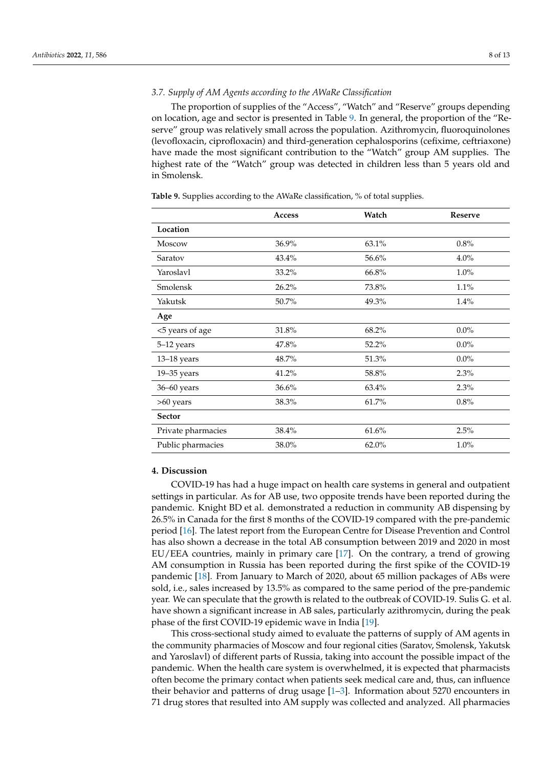### 3.7. Supply of AM Agents according to the AWaRe Classification

The proportion of supplies of the "Access", "Watch" and "Reserve" groups depending on location, age and sector is presented in Table 9. In general, the proportion of the "Reserve" group was relatively small across the population. Azithromycin, fluoroquinolones (levofloxacin, ciprofloxacin) and third-generation cephalosporins (cefixime, ceftriaxone) have made the most significant contribution to the "Watch" group AM supplies. The highest rate of the "Watch" group was detected in children less than 5 years old and in Smolensk.

**Table 9.** Supplies according to the AWaRe classification, % of total supplies.

| | Access | Watch | Reserve |
|---|---|---|---|
| **Location** | | | |
| Moscow | 36.9% | 63.1% | 0.8% |
| Saratov | 43.4% | 56.6% | 4.0% |
| Yaroslavl | 33.2% | 66.8% | 1.0% |
| Smolensk | 26.2% | 73.8% | 1.1% |
| Yakutsk | 50.7% | 49.3% | 1.4% |
| **Age** | | | |
| <5 years of age | 31.8% | 68.2% | 0.0% |
| 5–12 years | 47.8% | 52.2% | 0.0% |
| 13–18 years | 48.7% | 51.3% | 0.0% |
| 19–35 years | 41.2% | 58.8% | 2.3% |
| 36–60 years | 36.6% | 63.4% | 2.3% |
| >60 years | 38.3% | 61.7% | 0.8% |
| **Sector** | | | |
| Private pharmacies | 38.4% | 61.6% | 2.5% |
| Public pharmacies | 38.0% | 62.0% | 1.0% |

## 4. Discussion

COVID-19 has had a huge impact on health care systems in general and outpatient settings in particular. As for AB use, two opposite trends have been reported during the pandemic. Knight BD et al. demonstrated a reduction in community AB dispensing by 26.5% in Canada for the first 8 months of the COVID-19 compared with the pre-pandemic period [16]. The latest report from the European Centre for Disease Prevention and Control has also shown a decrease in the total AB consumption between 2019 and 2020 in most EU/EEA countries, mainly in primary care [17]. On the contrary, a trend of growing AM consumption in Russia has been reported during the first spike of the COVID-19 pandemic [18]. From January to March of 2020, about 65 million packages of ABs were sold, i.e., sales increased by 13.5% as compared to the same period of the pre-pandemic year. We can speculate that the growth is related to the outbreak of COVID-19. Sulis G. et al. have shown a significant increase in AB sales, particularly azithromycin, during the peak phase of the first COVID-19 epidemic wave in India [19].

This cross-sectional study aimed to evaluate the patterns of supply of AM agents in the community pharmacies of Moscow and four regional cities (Saratov, Smolensk, Yakutsk and Yaroslavl) of different parts of Russia, taking into account the possible impact of the pandemic. When the health care system is overwhelmed, it is expected that pharmacists often become the primary contact when patients seek medical care and, thus, can influence their behavior and patterns of drug usage [1–3]. Information about 5270 encounters in 71 drug stores that resulted into AM supply was collected and analyzed. All pharmacies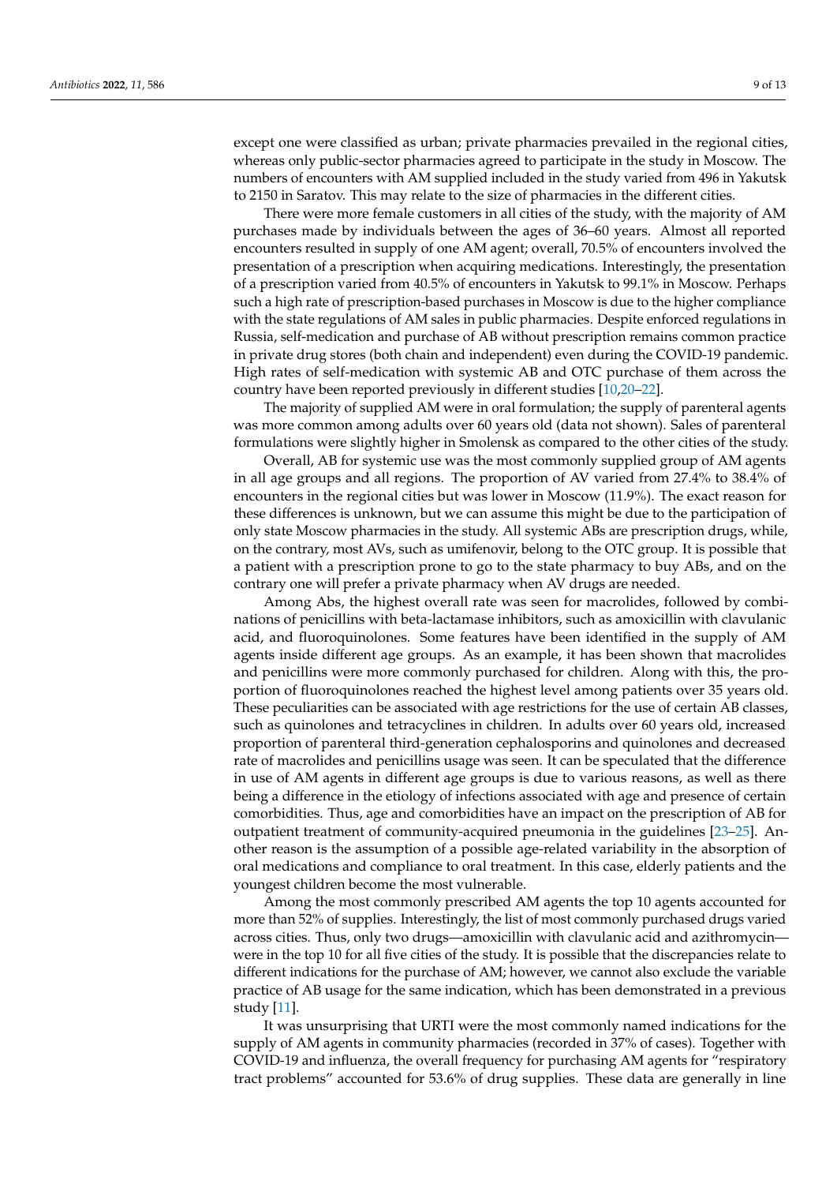except one were classified as urban; private pharmacies prevailed in the regional cities, whereas only public-sector pharmacies agreed to participate in the study in Moscow. The numbers of encounters with AM supplied included in the study varied from 496 in Yakutsk to 2150 in Saratov. This may relate to the size of pharmacies in the different cities.

There were more female customers in all cities of the study, with the majority of AM purchases made by individuals between the ages of 36–60 years. Almost all reported encounters resulted in supply of one AM agent; overall, 70.5% of encounters involved the presentation of a prescription when acquiring medications. Interestingly, the presentation of a prescription varied from 40.5% of encounters in Yakutsk to 99.1% in Moscow. Perhaps such a high rate of prescription-based purchases in Moscow is due to the higher compliance with the state regulations of AM sales in public pharmacies. Despite enforced regulations in Russia, self-medication and purchase of AB without prescription remains common practice in private drug stores (both chain and independent) even during the COVID-19 pandemic. High rates of self-medication with systemic AB and OTC purchase of them across the country have been reported previously in different studies [10,20–22].

The majority of supplied AM were in oral formulation; the supply of parenteral agents was more common among adults over 60 years old (data not shown). Sales of parenteral formulations were slightly higher in Smolensk as compared to the other cities of the study.

Overall, AB for systemic use was the most commonly supplied group of AM agents in all age groups and all regions. The proportion of AV varied from 27.4% to 38.4% of encounters in the regional cities but was lower in Moscow (11.9%). The exact reason for these differences is unknown, but we can assume this might be due to the participation of only state Moscow pharmacies in the study. All systemic ABs are prescription drugs, while, on the contrary, most AVs, such as umifenovir, belong to the OTC group. It is possible that a patient with a prescription prone to go to the state pharmacy to buy ABs, and on the contrary one will prefer a private pharmacy when AV drugs are needed.

Among Abs, the highest overall rate was seen for macrolides, followed by combinations of penicillins with beta-lactamase inhibitors, such as amoxicillin with clavulanic acid, and fluoroquinolones. Some features have been identified in the supply of AM agents inside different age groups. As an example, it has been shown that macrolides and penicillins were more commonly purchased for children. Along with this, the proportion of fluoroquinolones reached the highest level among patients over 35 years old. These peculiarities can be associated with age restrictions for the use of certain AB classes, such as quinolones and tetracyclines in children. In adults over 60 years old, increased proportion of parenteral third-generation cephalosporins and quinolones and decreased rate of macrolides and penicillins usage was seen. It can be speculated that the difference in use of AM agents in different age groups is due to various reasons, as well as there being a difference in the etiology of infections associated with age and presence of certain comorbidities. Thus, age and comorbidities have an impact on the prescription of AB for outpatient treatment of community-acquired pneumonia in the guidelines [23–25]. Another reason is the assumption of a possible age-related variability in the absorption of oral medications and compliance to oral treatment. In this case, elderly patients and the youngest children become the most vulnerable.

Among the most commonly prescribed AM agents the top 10 agents accounted for more than 52% of supplies. Interestingly, the list of most commonly purchased drugs varied across cities. Thus, only two drugs—amoxicillin with clavulanic acid and azithromycin—were in the top 10 for all five cities of the study. It is possible that the discrepancies relate to different indications for the purchase of AM; however, we cannot also exclude the variable practice of AB usage for the same indication, which has been demonstrated in a previous study [11].

It was unsurprising that URTI were the most commonly named indications for the supply of AM agents in community pharmacies (recorded in 37% of cases). Together with COVID-19 and influenza, the overall frequency for purchasing AM agents for "respiratory tract problems" accounted for 53.6% of drug supplies. These data are generally in line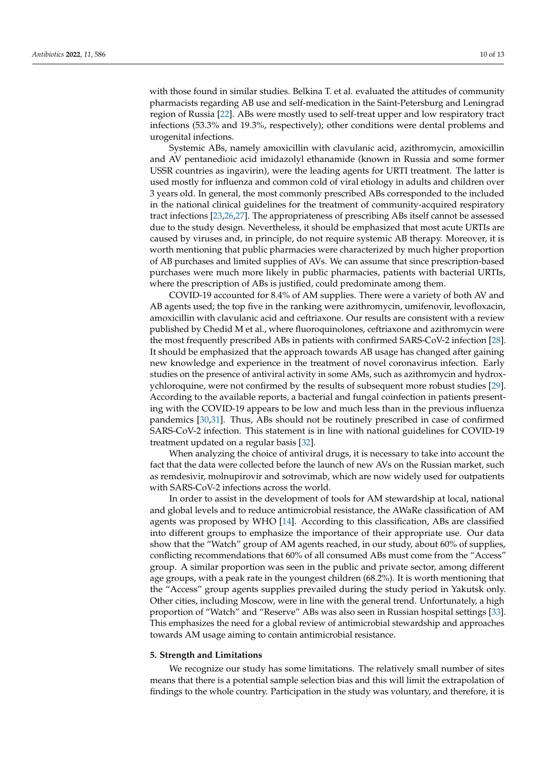with those found in similar studies. Belkina T. et al. evaluated the attitudes of community pharmacists regarding AB use and self-medication in the Saint-Petersburg and Leningrad region of Russia [22]. ABs were mostly used to self-treat upper and low respiratory tract infections (53.3% and 19.3%, respectively); other conditions were dental problems and urogenital infections.

Systemic ABs, namely amoxicillin with clavulanic acid, azithromycin, amoxicillin and AV pentanedioic acid imidazolyl ethanamide (known in Russia and some former USSR countries as ingavirin), were the leading agents for URTI treatment. The latter is used mostly for influenza and common cold of viral etiology in adults and children over 3 years old. In general, the most commonly prescribed ABs corresponded to the included in the national clinical guidelines for the treatment of community-acquired respiratory tract infections [23,26,27]. The appropriateness of prescribing ABs itself cannot be assessed due to the study design. Nevertheless, it should be emphasized that most acute URTIs are caused by viruses and, in principle, do not require systemic AB therapy. Moreover, it is worth mentioning that public pharmacies were characterized by much higher proportion of AB purchases and limited supplies of AVs. We can assume that since prescription-based purchases were much more likely in public pharmacies, patients with bacterial URTIs, where the prescription of ABs is justified, could predominate among them.

COVID-19 accounted for 8.4% of AM supplies. There were a variety of both AV and AB agents used; the top five in the ranking were azithromycin, umifenovir, levofloxacin, amoxicillin with clavulanic acid and ceftriaxone. Our results are consistent with a review published by Chedid M et al., where fluoroquinolones, ceftriaxone and azithromycin were the most frequently prescribed ABs in patients with confirmed SARS-CoV-2 infection [28]. It should be emphasized that the approach towards AB usage has changed after gaining new knowledge and experience in the treatment of novel coronavirus infection. Early studies on the presence of antiviral activity in some AMs, such as azithromycin and hydroxychloroquine, were not confirmed by the results of subsequent more robust studies [29]. According to the available reports, a bacterial and fungal coinfection in patients presenting with the COVID-19 appears to be low and much less than in the previous influenza pandemics [30,31]. Thus, ABs should not be routinely prescribed in case of confirmed SARS-CoV-2 infection. This statement is in line with national guidelines for COVID-19 treatment updated on a regular basis [32].

When analyzing the choice of antiviral drugs, it is necessary to take into account the fact that the data were collected before the launch of new AVs on the Russian market, such as remdesivir, molnupirovir and sotrovimab, which are now widely used for outpatients with SARS-CoV-2 infections across the world.

In order to assist in the development of tools for AM stewardship at local, national and global levels and to reduce antimicrobial resistance, the AWaRe classification of AM agents was proposed by WHO [14]. According to this classification, ABs are classified into different groups to emphasize the importance of their appropriate use. Our data show that the "Watch" group of AM agents reached, in our study, about 60% of supplies, conflicting recommendations that 60% of all consumed ABs must come from the "Access" group. A similar proportion was seen in the public and private sector, among different age groups, with a peak rate in the youngest children (68.2%). It is worth mentioning that the "Access" group agents supplies prevailed during the study period in Yakutsk only. Other cities, including Moscow, were in line with the general trend. Unfortunately, a high proportion of "Watch" and "Reserve" ABs was also seen in Russian hospital settings [33]. This emphasizes the need for a global review of antimicrobial stewardship and approaches towards AM usage aiming to contain antimicrobial resistance.

## 5. Strength and Limitations

We recognize our study has some limitations. The relatively small number of sites means that there is a potential sample selection bias and this will limit the extrapolation of findings to the whole country. Participation in the study was voluntary, and therefore, it is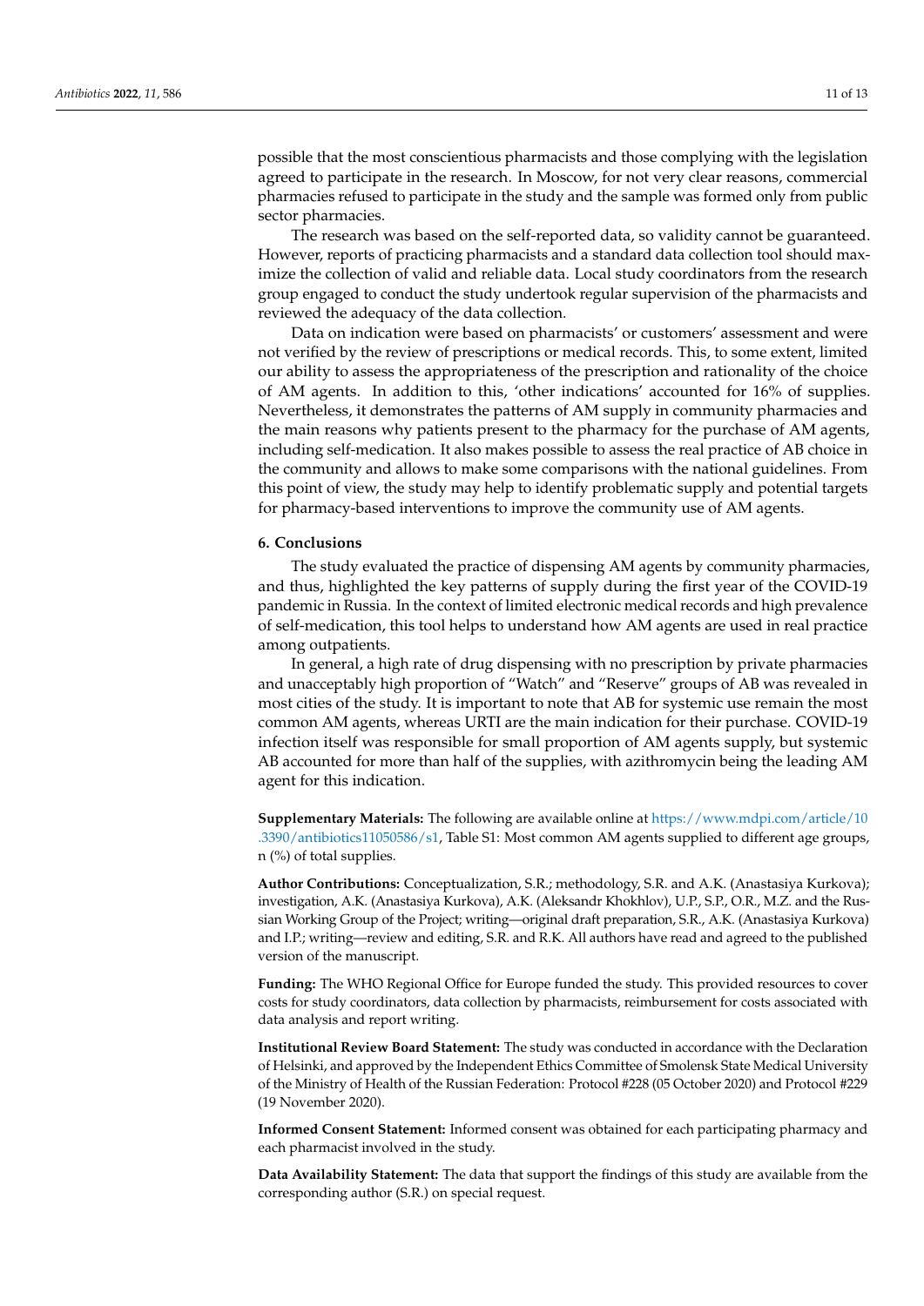possible that the most conscientious pharmacists and those complying with the legislation agreed to participate in the research. In Moscow, for not very clear reasons, commercial pharmacies refused to participate in the study and the sample was formed only from public sector pharmacies.

The research was based on the self-reported data, so validity cannot be guaranteed. However, reports of practicing pharmacists and a standard data collection tool should maximize the collection of valid and reliable data. Local study coordinators from the research group engaged to conduct the study undertook regular supervision of the pharmacists and reviewed the adequacy of the data collection.

Data on indication were based on pharmacists' or customers' assessment and were not verified by the review of prescriptions or medical records. This, to some extent, limited our ability to assess the appropriateness of the prescription and rationality of the choice of AM agents. In addition to this, 'other indications' accounted for 16% of supplies. Nevertheless, it demonstrates the patterns of AM supply in community pharmacies and the main reasons why patients present to the pharmacy for the purchase of AM agents, including self-medication. It also makes possible to assess the real practice of AB choice in the community and allows to make some comparisons with the national guidelines. From this point of view, the study may help to identify problematic supply and potential targets for pharmacy-based interventions to improve the community use of AM agents.

## 6. Conclusions

The study evaluated the practice of dispensing AM agents by community pharmacies, and thus, highlighted the key patterns of supply during the first year of the COVID-19 pandemic in Russia. In the context of limited electronic medical records and high prevalence of self-medication, this tool helps to understand how AM agents are used in real practice among outpatients.

In general, a high rate of drug dispensing with no prescription by private pharmacies and unacceptably high proportion of "Watch" and "Reserve" groups of AB was revealed in most cities of the study. It is important to note that AB for systemic use remain the most common AM agents, whereas URTI are the main indication for their purchase. COVID-19 infection itself was responsible for small proportion of AM agents supply, but systemic AB accounted for more than half of the supplies, with azithromycin being the leading AM agent for this indication.

**Supplementary Materials:** The following are available online at https://www.mdpi.com/article/10.3390/antibiotics11050586/s1, Table S1: Most common AM agents supplied to different age groups, n (%) of total supplies.

**Author Contributions:** Conceptualization, S.R.; methodology, S.R. and A.K. (Anastasiya Kurkova); investigation, A.K. (Anastasiya Kurkova), A.K. (Aleksandr Khokhlov), U.P., S.P., O.R., M.Z. and the Russian Working Group of the Project; writing—original draft preparation, S.R., A.K. (Anastasiya Kurkova) and I.P.; writing—review and editing, S.R. and R.K. All authors have read and agreed to the published version of the manuscript.

**Funding:** The WHO Regional Office for Europe funded the study. This provided resources to cover costs for study coordinators, data collection by pharmacists, reimbursement for costs associated with data analysis and report writing.

**Institutional Review Board Statement:** The study was conducted in accordance with the Declaration of Helsinki, and approved by the Independent Ethics Committee of Smolensk State Medical University of the Ministry of Health of the Russian Federation: Protocol #228 (05 October 2020) and Protocol #229 (19 November 2020).

**Informed Consent Statement:** Informed consent was obtained for each participating pharmacy and each pharmacist involved in the study.

**Data Availability Statement:** The data that support the findings of this study are available from the corresponding author (S.R.) on special request.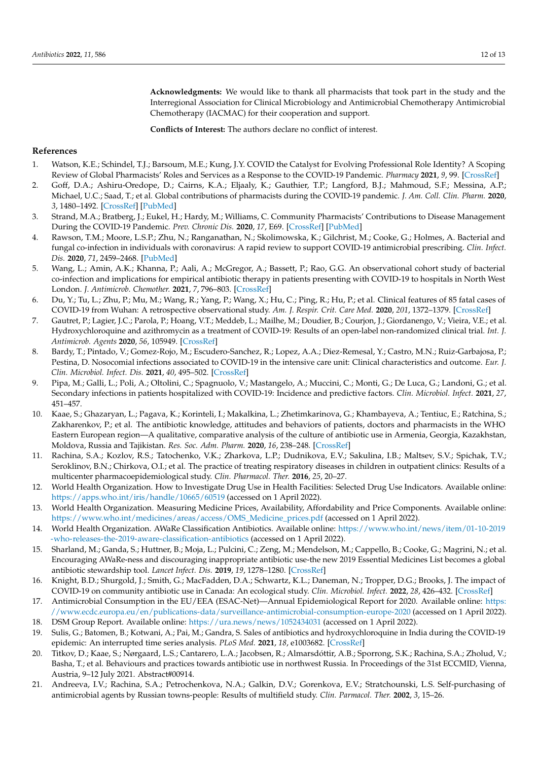**Acknowledgments:** We would like to thank all pharmacists that took part in the study and the Interregional Association for Clinical Microbiology and Antimicrobial Chemotherapy Antimicrobial Chemotherapy (IACMAC) for their cooperation and support.

**Conflicts of Interest:** The authors declare no conflict of interest.

## References

1. Watson, K.E.; Schindel, T.J.; Barsoum, M.E.; Kung, J.Y. COVID the Catalyst for Evolving Professional Role Identity? A Scoping Review of Global Pharmacists' Roles and Services as a Response to the COVID-19 Pandemic. *Pharmacy* **2021**, *9*, 99. [CrossRef]
2. Goff, D.A.; Ashiru-Oredope, D.; Cairns, K.A.; Eljaaly, K.; Gauthier, T.P.; Langford, B.J.; Mahmoud, S.F.; Messina, A.P.; Michael, U.C.; Saad, T.; et al. Global contributions of pharmacists during the COVID-19 pandemic. *J. Am. Coll. Clin. Pharm.* **2020**, *3*, 1480–1492. [CrossRef] [PubMed]
3. Strand, M.A.; Bratberg, J.; Eukel, H.; Hardy, M.; Williams, C. Community Pharmacists' Contributions to Disease Management During the COVID-19 Pandemic. *Prev. Chronic Dis.* **2020**, *17*, E69. [CrossRef] [PubMed]
4. Rawson, T.M.; Moore, L.S.P.; Zhu, N.; Ranganathan, N.; Skolimowska, K.; Gilchrist, M.; Cooke, G.; Holmes, A. Bacterial and fungal co-infection in individuals with coronavirus: A rapid review to support COVID-19 antimicrobial prescribing. *Clin. Infect. Dis.* **2020**, *71*, 2459–2468. [PubMed]
5. Wang, L.; Amin, A.K.; Khanna, P.; Aali, A.; McGregor, A.; Bassett, P.; Rao, G.G. An observational cohort study of bacterial co-infection and implications for empirical antibiotic therapy in patients presenting with COVID-19 to hospitals in North West London. *J. Antimicrob. Chemother.* **2021**, *7*, 796–803. [CrossRef]
6. Du, Y.; Tu, L.; Zhu, P.; Mu, M.; Wang, R.; Yang, P.; Wang, X.; Hu, C.; Ping, R.; Hu, P.; et al. Clinical features of 85 fatal cases of COVID-19 from Wuhan: A retrospective observational study. *Am. J. Respir. Crit. Care Med.* **2020**, *201*, 1372–1379. [CrossRef]
7. Gautret, P.; Lagier, J.C.; Parola, P.; Hoang, V.T.; Meddeb, L.; Mailhe, M.; Doudier, B.; Courjon, J.; Giordanengo, V.; Vieira, V.E.; et al. Hydroxychloroquine and azithromycin as a treatment of COVID-19: Results of an open-label non-randomized clinical trial. *Int. J. Antimicrob. Agents* **2020**, *56*, 105949. [CrossRef]
8. Bardy, T.; Pintado, V.; Gomez-Rojo, M.; Escudero-Sanchez, R.; Lopez, A.A.; Diez-Remesal, Y.; Castro, M.N.; Ruiz-Garbajosa, P.; Pestina, D. Nosocomial infections associated to COVID-19 in the intensive care unit: Clinical characteristics and outcome. *Eur. J. Clin. Microbiol. Infect. Dis.* **2021**, *40*, 495–502. [CrossRef]
9. Pipa, M.; Galli, L.; Poli, A.; Oltolini, C.; Spagnuolo, V.; Mastangelo, A.; Muccini, C.; Monti, G.; De Luca, G.; Landoni, G.; et al. Secondary infections in patients hospitalized with COVID-19: Incidence and predictive factors. *Clin. Microbiol. Infect.* **2021**, *27*, 451–457.
10. Kaae, S.; Ghazaryan, L.; Pagava, K.; Korinteli, I.; Makalkina, L.; Zhetimkarinova, G.; Khambayeva, A.; Tentiuc, E.; Ratchina, S.; Zakharenkov, P.; et al. The antibiotic knowledge, attitudes and behaviors of patients, doctors and pharmacists in the WHO Eastern European region—A qualitative, comparative analysis of the culture of antibiotic use in Armenia, Georgia, Kazakhstan, Moldova, Russia and Tajikistan. *Res. Soc. Adm. Pharm.* **2020**, *16*, 238–248. [CrossRef]
11. Rachina, S.A.; Kozlov, R.S.; Tatochenko, V.K.; Zharkova, L.P.; Dudnikova, E.V.; Sakulina, I.B.; Maltsev, S.V.; Spichak, T.V.; Seroklinov, B.N.; Chirkova, O.I.; et al. The practice of treating respiratory diseases in children in outpatient clinics: Results of a multicenter pharmacoepidemiological study. *Clin. Pharmacol. Ther.* **2016**, *25*, 20–27.
12. World Health Organization. How to Investigate Drug Use in Health Facilities: Selected Drug Use Indicators. Available online: https://apps.who.int/iris/handle/10665/60519 (accessed on 1 April 2022).
13. World Health Organization. Measuring Medicine Prices, Availability, Affordability and Price Components. Available online: https://www.who.int/medicines/areas/access/OMS_Medicine_prices.pdf (accessed on 1 April 2022).
14. World Health Organization. AWaRe Classification Antibiotics. Available online: https://www.who.int/news/item/01-10-2019-who-releases-the-2019-aware-classification-antibiotics (accessed on 1 April 2022).
15. Sharland, M.; Ganda, S.; Huttner, B.; Moja, L.; Pulcini, C.; Zeng, M.; Mendelson, M.; Cappello, B.; Cooke, G.; Magrini, N.; et al. Encouraging AWaRe-ness and discouraging inappropriate antibiotic use-the new 2019 Essential Medicines List becomes a global antibiotic stewardship tool. *Lancet Infect. Dis.* **2019**, *19*, 1278–1280. [CrossRef]
16. Knight, B.D.; Shurgold, J.; Smith, G.; MacFadden, D.A.; Schwartz, K.L.; Daneman, N.; Tropper, D.G.; Brooks, J. The impact of COVID-19 on community antibiotic use in Canada: An ecological study. *Clin. Microbiol. Infect.* **2022**, *28*, 426–432. [CrossRef]
17. Antimicrobial Consumption in the EU/EEA (ESAC-Net)—Annual Epidemiological Report for 2020. Available online: https://www.ecdc.europa.eu/en/publications-data/surveillance-antimicrobial-consumption-europe-2020 (accessed on 1 April 2022).
18. DSM Group Report. Available online: https://ura.news/news/1052434031 (accessed on 1 April 2022).
19. Sulis, G.; Batomen, B.; Kotwani, A.; Pai, M.; Gandra, S. Sales of antibiotics and hydroxychloroquine in India during the COVID-19 epidemic: An interrupted time series analysis. *PLoS Med.* **2021**, *18*, e1003682. [CrossRef]
20. Titkov, D.; Kaae, S.; Nørgaard, L.S.; Cantarero, L.A.; Jacobsen, R.; Almarsdóttir, A.B.; Sporrong, S.K.; Rachina, S.A.; Zholud, V.; Basha, T.; et al. Behaviours and practices towards antibiotic use in northwest Russia. In Proceedings of the 31st ECCMID, Vienna, Austria, 9–12 July 2021. Abstract#00914.
21. Andreeva, I.V.; Rachina, S.A.; Petrochenkova, N.A.; Galkin, D.V.; Gorenkova, E.V.; Stratchounski, L.S. Self-purchasing of antimicrobial agents by Russian towns-people: Results of multifield study. *Clin. Parmacol. Ther.* **2002**, *3*, 15–26.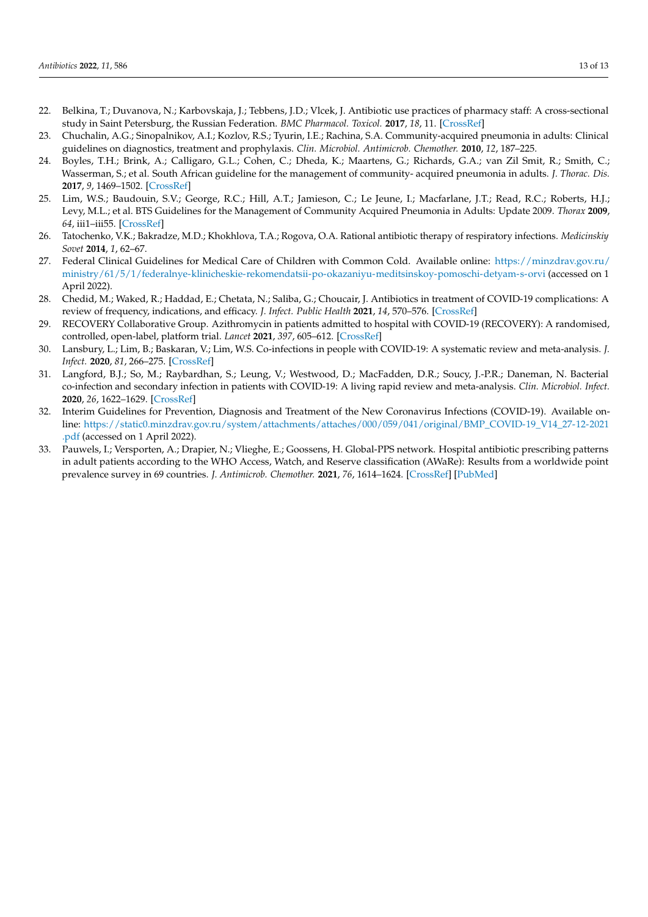22. Belkina, T.; Duvanova, N.; Karbovskaja, J.; Tebbens, J.D.; Vlcek, J. Antibiotic use practices of pharmacy staff: A cross-sectional study in Saint Petersburg, the Russian Federation. *BMC Pharmacol. Toxicol.* **2017**, *18*, 11. [CrossRef]
23. Chuchalin, A.G.; Sinopalnikov, A.I.; Kozlov, R.S.; Tyurin, I.E.; Rachina, S.A. Community-acquired pneumonia in adults: Clinical guidelines on diagnostics, treatment and prophylaxis. *Clin. Microbiol. Antimicrob. Chemother.* **2010**, *12*, 187–225.
24. Boyles, T.H.; Brink, A.; Calligaro, G.L.; Cohen, C.; Dheda, K.; Maartens, G.; Richards, G.A.; van Zil Smit, R.; Smith, C.; Wasserman, S.; et al. South African guideline for the management of community- acquired pneumonia in adults. *J. Thorac. Dis.* **2017**, *9*, 1469–1502. [CrossRef]
25. Lim, W.S.; Baudouin, S.V.; George, R.C.; Hill, A.T.; Jamieson, C.; Le Jeune, I.; Macfarlane, J.T.; Read, R.C.; Roberts, H.J.; Levy, M.L.; et al. BTS Guidelines for the Management of Community Acquired Pneumonia in Adults: Update 2009. *Thorax* **2009**, *64*, iii1–iii55. [CrossRef]
26. Tatochenko, V.K.; Bakradze, M.D.; Khokhlova, T.A.; Rogova, O.A. Rational antibiotic therapy of respiratory infections. *Medicinskiy Sovet* **2014**, *1*, 62–67.
27. Federal Clinical Guidelines for Medical Care of Children with Common Cold. Available online: https://minzdrav.gov.ru/ministry/61/5/1/federalnye-klinicheskie-rekomendatsii-po-okazaniyu-meditsinskoy-pomoschi-detyam-s-orvi (accessed on 1 April 2022).
28. Chedid, M.; Waked, R.; Haddad, E.; Chetata, N.; Saliba, G.; Choucair, J. Antibiotics in treatment of COVID-19 complications: A review of frequency, indications, and efficacy. *J. Infect. Public Health* **2021**, *14*, 570–576. [CrossRef]
29. RECOVERY Collaborative Group. Azithromycin in patients admitted to hospital with COVID-19 (RECOVERY): A randomised, controlled, open-label, platform trial. *Lancet* **2021**, *397*, 605–612. [CrossRef]
30. Lansbury, L.; Lim, B.; Baskaran, V.; Lim, W.S. Co-infections in people with COVID-19: A systematic review and meta-analysis. *J. Infect.* **2020**, *81*, 266–275. [CrossRef]
31. Langford, B.J.; So, M.; Raybardhan, S.; Leung, V.; Westwood, D.; MacFadden, D.R.; Soucy, J.-P.R.; Daneman, N. Bacterial co-infection and secondary infection in patients with COVID-19: A living rapid review and meta-analysis. *Clin. Microbiol. Infect.* **2020**, *26*, 1622–1629. [CrossRef]
32. Interim Guidelines for Prevention, Diagnosis and Treatment of the New Coronavirus Infections (COVID-19). Available online: https://static0.minzdrav.gov.ru/system/attachments/attaches/000/059/041/original/BMP_COVID-19_V14_27-12-2021.pdf (accessed on 1 April 2022).
33. Pauwels, I.; Versporten, A.; Drapier, N.; Vlieghe, E.; Goossens, H. Global-PPS network. Hospital antibiotic prescribing patterns in adult patients according to the WHO Access, Watch, and Reserve classification (AWaRe): Results from a worldwide point prevalence survey in 69 countries. *J. Antimicrob. Chemother.* **2021**, *76*, 1614–1624. [CrossRef] [PubMed]